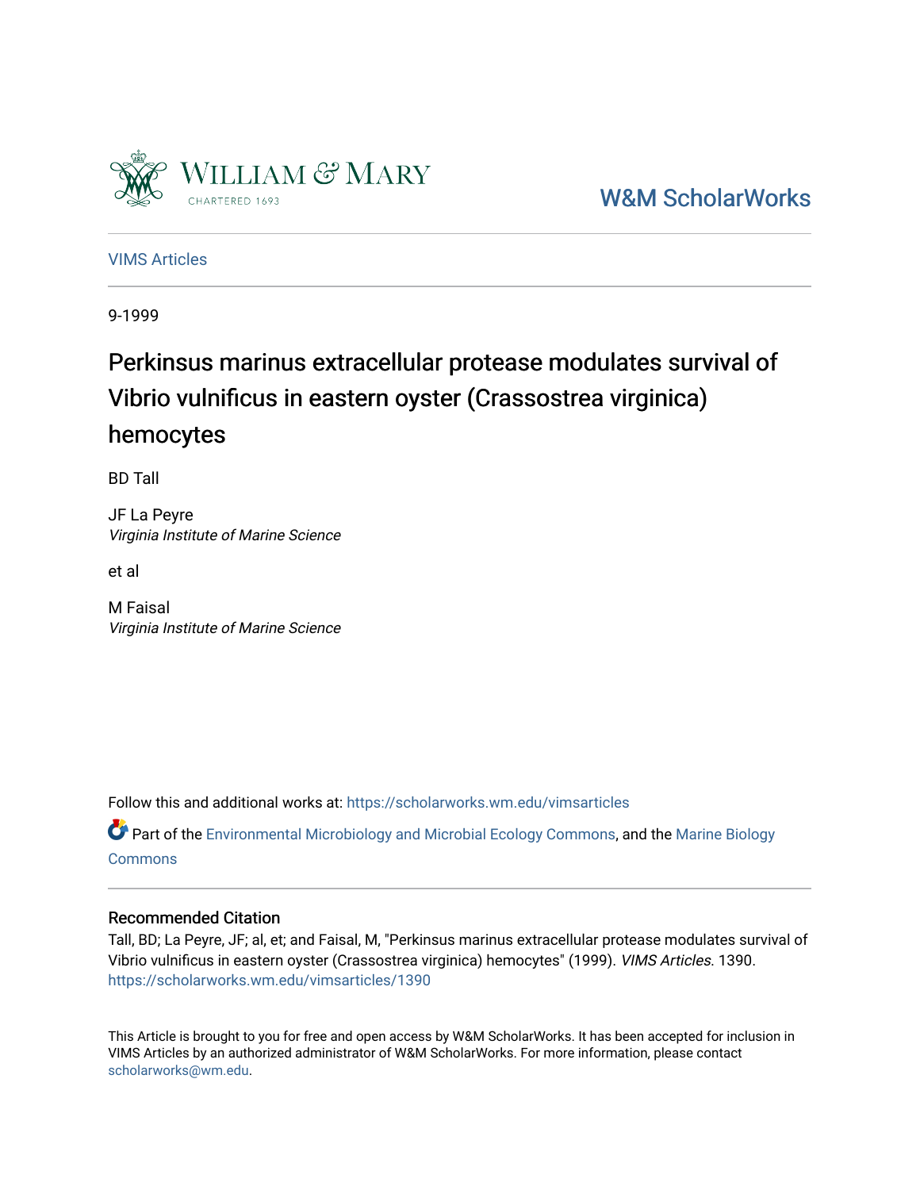W&M ScholarWorks

VIMS Articles

9-1999

# Perkinsus marinus extracellular protease modulates survival of Vibrio vulnificus in eastern oyster (Crassostrea virginica) hemocytes

BD Tall

JF La Peyre
*Virginia Institute of Marine Science*

et al

M Faisal
*Virginia Institute of Marine Science*

Follow this and additional works at: https://scholarworks.wm.edu/vimsarticles

Part of the Environmental Microbiology and Microbial Ecology Commons, and the Marine Biology Commons

## Recommended Citation

Tall, BD; La Peyre, JF; al, et; and Faisal, M, "Perkinsus marinus extracellular protease modulates survival of Vibrio vulnificus in eastern oyster (Crassostrea virginica) hemocytes" (1999). *VIMS Articles*. 1390.
https://scholarworks.wm.edu/vimsarticles/1390

This Article is brought to you for free and open access by W&M ScholarWorks. It has been accepted for inclusion in VIMS Articles by an authorized administrator of W&M ScholarWorks. For more information, please contact scholarworks@wm.edu.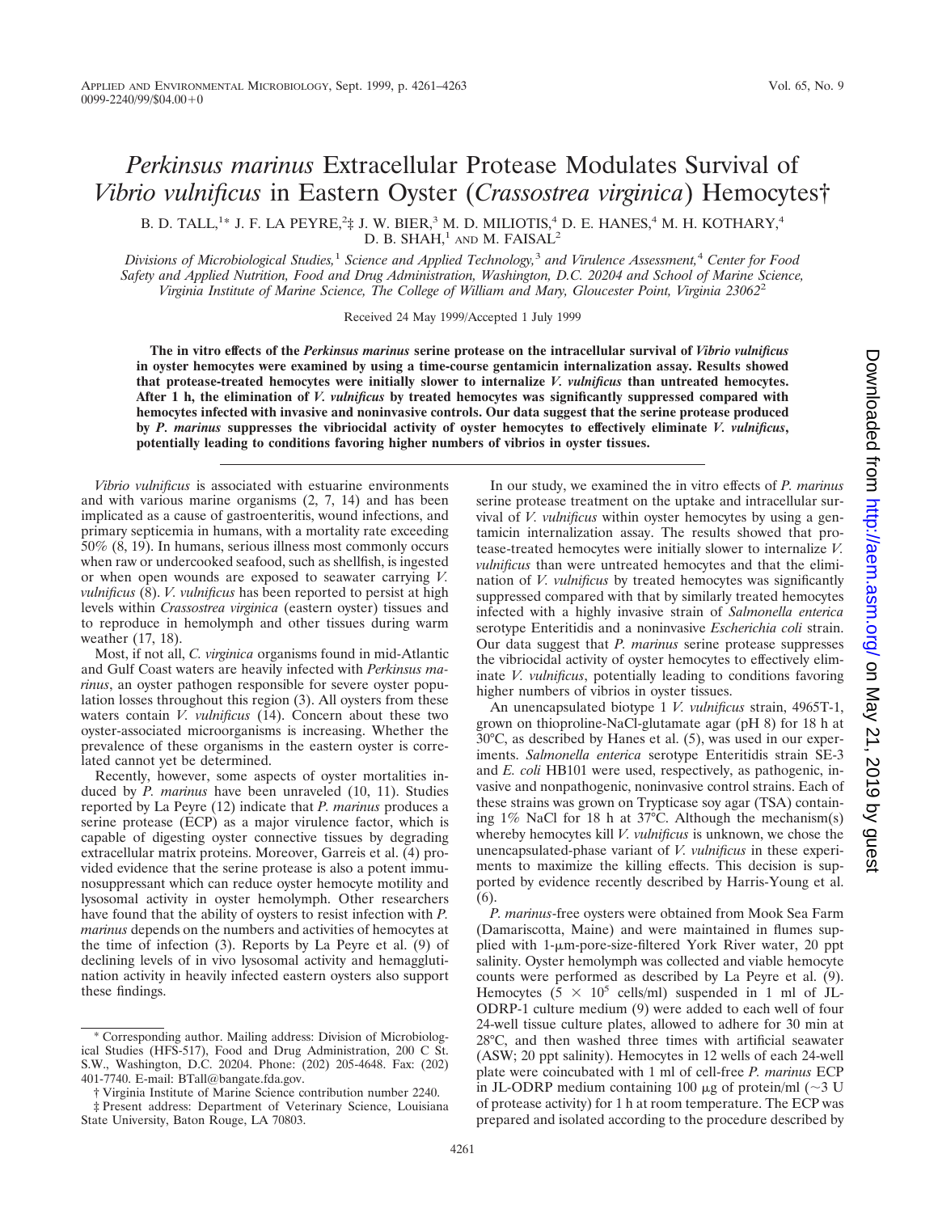# *Perkinsus marinus* Extracellular Protease Modulates Survival of *Vibrio vulnificus* in Eastern Oyster (*Crassostrea virginica*) Hemocytes†

B. D. TALL,[1]* J. F. LA PEYRE,[2]‡ J. W. BIER,[3] M. D. MILIOTIS,[4] D. E. HANES,[4] M. H. KOTHARY,[4] D. B. SHAH,[1] AND M. FAISAL[2]

*Divisions of Microbiological Studies,[1] Science and Applied Technology,[3] and Virulence Assessment,[4] Center for Food Safety and Applied Nutrition, Food and Drug Administration, Washington, D.C. 20204 and School of Marine Science, Virginia Institute of Marine Science, The College of William and Mary, Gloucester Point, Virginia 23062[2]*

Received 24 May 1999/Accepted 1 July 1999

**The in vitro effects of the *Perkinsus marinus* serine protease on the intracellular survival of *Vibrio vulnificus* in oyster hemocytes were examined by using a time-course gentamicin internalization assay. Results showed that protease-treated hemocytes were initially slower to internalize *V. vulnificus* than untreated hemocytes. After 1 h, the elimination of *V. vulnificus* by treated hemocytes was significantly suppressed compared with hemocytes infected with invasive and noninvasive controls. Our data suggest that the serine protease produced by *P. marinus* suppresses the vibriocidal activity of oyster hemocytes to effectively eliminate *V. vulnificus*, potentially leading to conditions favoring higher numbers of vibrios in oyster tissues.**

*Vibrio vulnificus* is associated with estuarine environments and with various marine organisms (2, 7, 14) and has been implicated as a cause of gastroenteritis, wound infections, and primary septicemia in humans, with a mortality rate exceeding 50% (8, 19). In humans, serious illness most commonly occurs when raw or undercooked seafood, such as shellfish, is ingested or when open wounds are exposed to seawater carrying *V. vulnificus* (8). *V. vulnificus* has been reported to persist at high levels within *Crassostrea virginica* (eastern oyster) tissues and to reproduce in hemolymph and other tissues during warm weather (17, 18).

Most, if not all, *C. virginica* organisms found in mid-Atlantic and Gulf Coast waters are heavily infected with *Perkinsus marinus*, an oyster pathogen responsible for severe oyster population losses throughout this region (3). All oysters from these waters contain *V. vulnificus* (14). Concern about these two oyster-associated microorganisms is increasing. Whether the prevalence of these organisms in the eastern oyster is correlated cannot yet be determined.

Recently, however, some aspects of oyster mortalities induced by *P. marinus* have been unraveled (10, 11). Studies reported by La Peyre (12) indicate that *P. marinus* produces a serine protease (ECP) as a major virulence factor, which is capable of digesting oyster connective tissues by degrading extracellular matrix proteins. Moreover, Garreis et al. (4) provided evidence that the serine protease is also a potent immunosuppressant which can reduce oyster hemocyte motility and lysosomal activity in oyster hemolymph. Other researchers have found that the ability of oysters to resist infection with *P. marinus* depends on the numbers and activities of hemocytes at the time of infection (3). Reports by La Peyre et al. (9) of declining levels of in vivo lysosomal activity and hemagglutination activity in heavily infected eastern oysters also support these findings.

In our study, we examined the in vitro effects of *P. marinus* serine protease treatment on the uptake and intracellular survival of *V. vulnificus* within oyster hemocytes by using a gentamicin internalization assay. The results showed that protease-treated hemocytes were initially slower to internalize *V. vulnificus* than were untreated hemocytes and that the elimination of *V. vulnificus* by treated hemocytes was significantly suppressed compared with that by similarly treated hemocytes infected with a highly invasive strain of *Salmonella enterica* serotype Enteritidis and a noninvasive *Escherichia coli* strain. Our data suggest that *P. marinus* serine protease suppresses the vibriocidal activity of oyster hemocytes to effectively eliminate *V. vulnificus*, potentially leading to conditions favoring higher numbers of vibrios in oyster tissues.

An unencapsulated biotype 1 *V. vulnificus* strain, 4965T-1, grown on thioproline-NaCl-glutamate agar (pH 8) for 18 h at 30°C, as described by Hanes et al. (5), was used in our experiments. *Salmonella enterica* serotype Enteritidis strain SE-3 and *E. coli* HB101 were used, respectively, as pathogenic, invasive and nonpathogenic, noninvasive control strains. Each of these strains was grown on Trypticase soy agar (TSA) containing 1% NaCl for 18 h at 37°C. Although the mechanism(s) whereby hemocytes kill *V. vulnificus* is unknown, we chose the unencapsulated-phase variant of *V. vulnificus* in these experiments to maximize the killing effects. This decision is supported by evidence recently described by Harris-Young et al. (6).

*P. marinus*-free oysters were obtained from Mook Sea Farm (Damariscotta, Maine) and were maintained in flumes supplied with 1-μm-pore-size-filtered York River water, 20 ppt salinity. Oyster hemolymph was collected and viable hemocyte counts were performed as described by La Peyre et al. (9). Hemocytes ($5 \times 10^5$ cells/ml) suspended in 1 ml of JL-ODRP-1 culture medium (9) were added to each well of four 24-well tissue culture plates, allowed to adhere for 30 min at 28°C, and then washed three times with artificial seawater (ASW; 20 ppt salinity). Hemocytes in 12 wells of each 24-well plate were coincubated with 1 ml of cell-free *P. marinus* ECP in JL-ODRP medium containing 100 μg of protein/ml (~3 U of protease activity) for 1 h at room temperature. The ECP was prepared and isolated according to the procedure described by

\* Corresponding author. Mailing address: Division of Microbiological Studies (HFS-517), Food and Drug Administration, 200 C St. S.W., Washington, D.C. 20204. Phone: (202) 205-4648. Fax: (202) 401-7740. E-mail: BTall@bangate.fda.gov.

† Virginia Institute of Marine Science contribution number 2240.

‡ Present address: Department of Veterinary Science, Louisiana State University, Baton Rouge, LA 70803.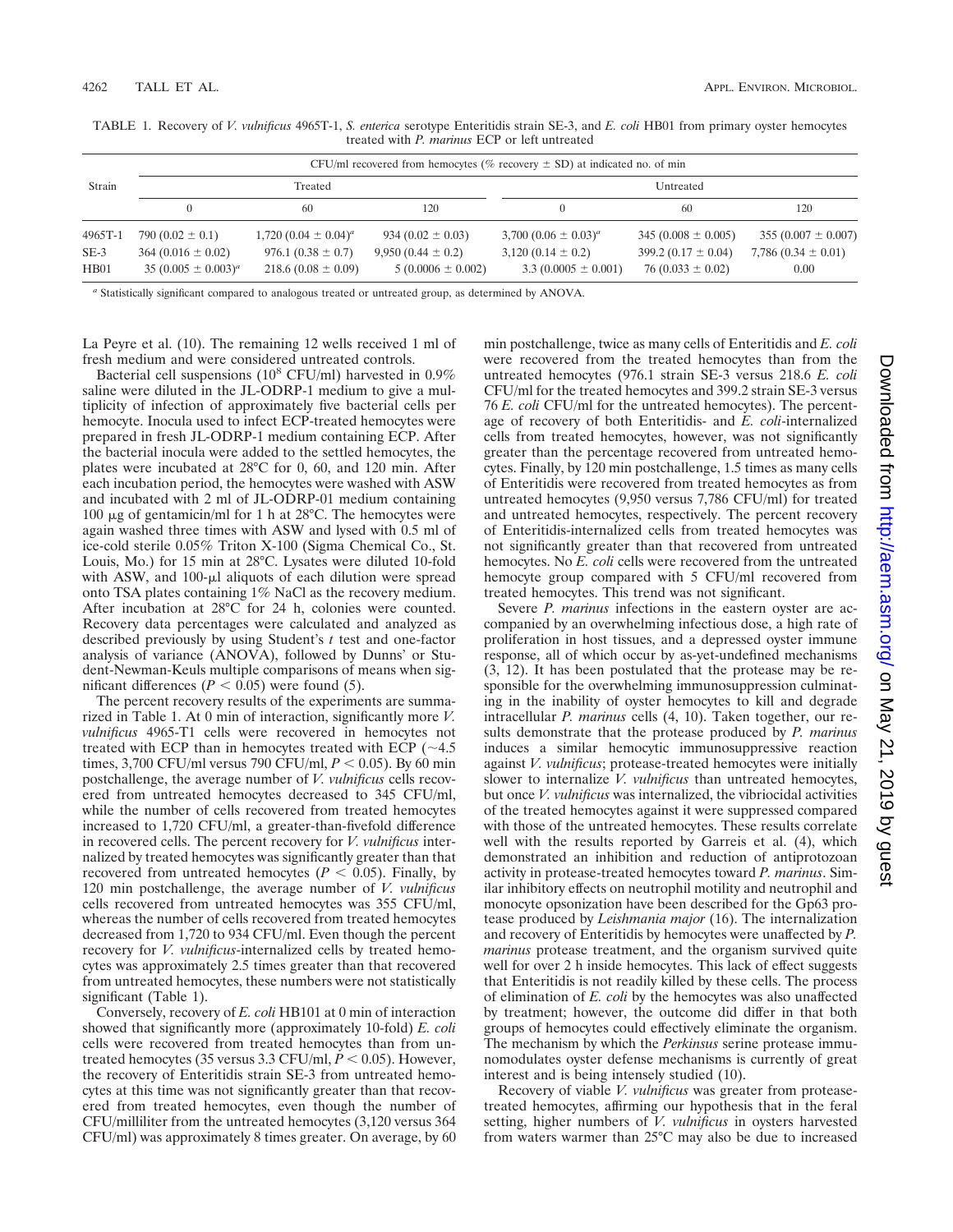TABLE 1. Recovery of *V. vulnificus* 4965T-1, *S. enterica* serotype Enteritidis strain SE-3, and *E. coli* HB01 from primary oyster hemocytes treated with *P. marinus* ECP or left untreated

| Strain | CFU/ml recovered from hemocytes (% recovery ± SD) at indicated no. of min | | | | | |
|---|---|---|---|---|---|---|
| | Treated | | | Untreated | | |
| | 0 | 60 | 120 | 0 | 60 | 120 |
| 4965T-1 | 790 (0.02 ± 0.1) | 1,720 (0.04 ± 0.04)[a] | 934 (0.02 ± 0.03) | 3,700 (0.06 ± 0.03)[a] | 345 (0.008 ± 0.005) | 355 (0.007 ± 0.007) |
| SE-3 | 364 (0.016 ± 0.02) | 976.1 (0.38 ± 0.7) | 9,950 (0.44 ± 0.2) | 3,120 (0.14 ± 0.2) | 399.2 (0.17 ± 0.04) | 7,786 (0.34 ± 0.01) |
| HB01 | 35 (0.005 ± 0.003)[a] | 218.6 (0.08 ± 0.09) | 5 (0.0006 ± 0.002) | 3.3 (0.0005 ± 0.001) | 76 (0.033 ± 0.02) | 0.00 |

[a] Statistically significant compared to analogous treated or untreated group, as determined by ANOVA.

La Peyre et al. (10). The remaining 12 wells received 1 ml of fresh medium and were considered untreated controls.

Bacterial cell suspensions ($10^8$ CFU/ml) harvested in 0.9% saline were diluted in the JL-ODRP-1 medium to give a multiplicity of infection of approximately five bacterial cells per hemocyte. Inocula used to infect ECP-treated hemocytes were prepared in fresh JL-ODRP-1 medium containing ECP. After the bacterial inocula were added to the settled hemocytes, the plates were incubated at 28°C for 0, 60, and 120 min. After each incubation period, the hemocytes were washed with ASW and incubated with 2 ml of JL-ODRP-01 medium containing 100 μg of gentamicin/ml for 1 h at 28°C. The hemocytes were again washed three times with ASW and lysed with 0.5 ml of ice-cold sterile 0.05% Triton X-100 (Sigma Chemical Co., St. Louis, Mo.) for 15 min at 28°C. Lysates were diluted 10-fold with ASW, and 100-μl aliquots of each dilution were spread onto TSA plates containing 1% NaCl as the recovery medium. After incubation at 28°C for 24 h, colonies were counted. Recovery data percentages were calculated and analyzed as described previously by using Student's *t* test and one-factor analysis of variance (ANOVA), followed by Dunns' or Student-Newman-Keuls multiple comparisons of means when significant differences ($P < 0.05$) were found (5).

The percent recovery results of the experiments are summarized in Table 1. At 0 min of interaction, significantly more *V. vulnificus* 4965-T1 cells were recovered in hemocytes not treated with ECP than in hemocytes treated with ECP (~4.5 times, 3,700 CFU/ml versus 790 CFU/ml, $P < 0.05$). By 60 min postchallenge, the average number of *V. vulnificus* cells recovered from untreated hemocytes decreased to 345 CFU/ml, while the number of cells recovered from treated hemocytes increased to 1,720 CFU/ml, a greater-than-fivefold difference in recovered cells. The percent recovery for *V. vulnificus* internalized by treated hemocytes was significantly greater than that recovered from untreated hemocytes ($P < 0.05$). Finally, by 120 min postchallenge, the average number of *V. vulnificus* cells recovered from untreated hemocytes was 355 CFU/ml, whereas the number of cells recovered from treated hemocytes decreased from 1,720 to 934 CFU/ml. Even though the percent recovery for *V. vulnificus*-internalized cells by treated hemocytes was approximately 2.5 times greater than that recovered from untreated hemocytes, these numbers were not statistically significant (Table 1).

Conversely, recovery of *E. coli* HB101 at 0 min of interaction showed that significantly more (approximately 10-fold) *E. coli* cells were recovered from treated hemocytes than from untreated hemocytes (35 versus 3.3 CFU/ml, $P < 0.05$). However, the recovery of Enteritidis strain SE-3 from untreated hemocytes at this time was not significantly greater than that recovered from treated hemocytes, even though the number of CFU/milliliter from the untreated hemocytes (3,120 versus 364 CFU/ml) was approximately 8 times greater. On average, by 60 min postchallenge, twice as many cells of Enteritidis and *E. coli* were recovered from the treated hemocytes than from the untreated hemocytes (976.1 strain SE-3 versus 218.6 *E. coli* CFU/ml for the treated hemocytes and 399.2 strain SE-3 versus 76 *E. coli* CFU/ml for the untreated hemocytes). The percentage of recovery of both Enteritidis- and *E. coli*-internalized cells from treated hemocytes, however, was not significantly greater than the percentage recovered from untreated hemocytes. Finally, by 120 min postchallenge, 1.5 times as many cells of Enteritidis were recovered from treated hemocytes as from untreated hemocytes (9,950 versus 7,786 CFU/ml) for treated and untreated hemocytes, respectively. The percent recovery of Enteritidis-internalized cells from treated hemocytes was not significantly greater than that recovered from untreated hemocytes. No *E. coli* cells were recovered from the untreated hemocyte group compared with 5 CFU/ml recovered from treated hemocytes. This trend was not significant.

Severe *P. marinus* infections in the eastern oyster are accompanied by an overwhelming infectious dose, a high rate of proliferation in host tissues, and a depressed oyster immune response, all of which occur by as-yet-undefined mechanisms (3, 12). It has been postulated that the protease may be responsible for the overwhelming immunosuppression culminating in the inability of oyster hemocytes to kill and degrade intracellular *P. marinus* cells (4, 10). Taken together, our results demonstrate that the protease produced by *P. marinus* induces a similar hemocytic immunosuppressive reaction against *V. vulnificus*; protease-treated hemocytes were initially slower to internalize *V. vulnificus* than untreated hemocytes, but once *V. vulnificus* was internalized, the vibriocidal activities of the treated hemocytes against it were suppressed compared with those of the untreated hemocytes. These results correlate well with the results reported by Garreis et al. (4), which demonstrated an inhibition and reduction of antiprotozoan activity in protease-treated hemocytes toward *P. marinus*. Similar inhibitory effects on neutrophil motility and neutrophil and monocyte opsonization have been described for the Gp63 protease produced by *Leishmania major* (16). The internalization and recovery of Enteritidis by hemocytes were unaffected by *P. marinus* protease treatment, and the organism survived quite well for over 2 h inside hemocytes. This lack of effect suggests that Enteritidis is not readily killed by these cells. The process of elimination of *E. coli* by the hemocytes was also unaffected by treatment; however, the outcome did differ in that both groups of hemocytes could effectively eliminate the organism. The mechanism by which the *Perkinsus* serine protease immunomodulates oyster defense mechanisms is currently of great interest and is being intensely studied (10).

Recovery of viable *V. vulnificus* was greater from protease-treated hemocytes, affirming our hypothesis that in the feral setting, higher numbers of *V. vulnificus* in oysters harvested from waters warmer than 25°C may also be due to increased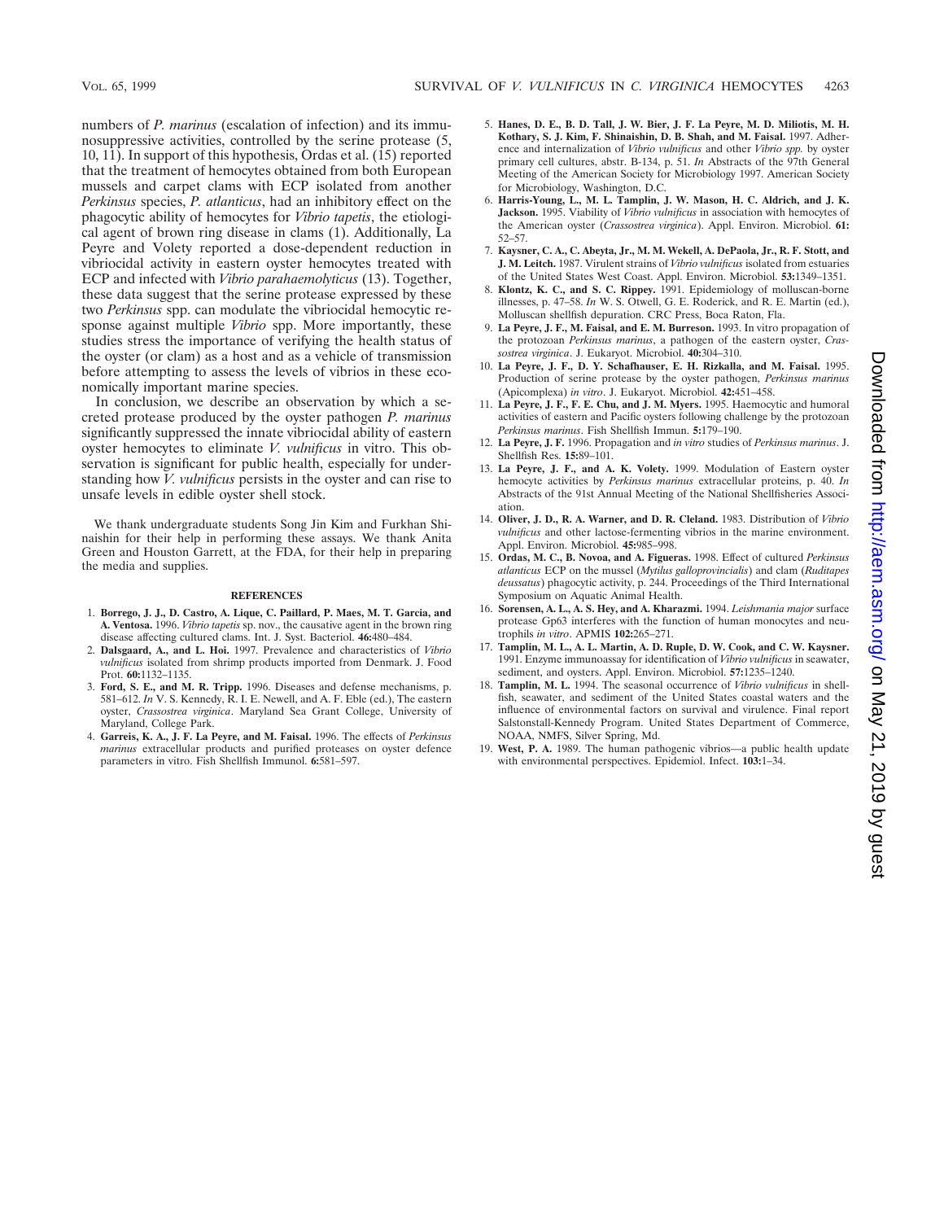numbers of *P. marinus* (escalation of infection) and its immunosuppressive activities, controlled by the serine protease (5, 10, 11). In support of this hypothesis, Ordas et al. (15) reported that the treatment of hemocytes obtained from both European mussels and carpet clams with ECP isolated from another *Perkinsus* species, *P. atlanticus*, had an inhibitory effect on the phagocytic ability of hemocytes for *Vibrio tapetis*, the etiological agent of brown ring disease in clams (1). Additionally, La Peyre and Volety reported a dose-dependent reduction in vibriocidal activity in eastern oyster hemocytes treated with ECP and infected with *Vibrio parahaemolyticus* (13). Together, these data suggest that the serine protease expressed by these two *Perkinsus* spp. can modulate the vibriocidal hemocytic response against multiple *Vibrio* spp. More importantly, these studies stress the importance of verifying the health status of the oyster (or clam) as a host and as a vehicle of transmission before attempting to assess the levels of vibrios in these economically important marine species.

In conclusion, we describe an observation by which a secreted protease produced by the oyster pathogen *P. marinus* significantly suppressed the innate vibriocidal ability of eastern oyster hemocytes to eliminate *V. vulnificus* in vitro. This observation is significant for public health, especially for understanding how *V. vulnificus* persists in the oyster and can rise to unsafe levels in edible oyster shell stock.

We thank undergraduate students Song Jin Kim and Furkhan Shinaishin for their help in performing these assays. We thank Anita Green and Houston Garrett, at the FDA, for their help in preparing the media and supplies.

## REFERENCES

1. **Borrego, J. J., D. Castro, A. Lique, C. Paillard, P. Maes, M. T. Garcia, and A. Ventosa.** 1996. *Vibrio tapetis* sp. nov., the causative agent in the brown ring disease affecting cultured clams. Int. J. Syst. Bacteriol. **46:**480–484.
2. **Dalsgaard, A., and L. Hoi.** 1997. Prevalence and characteristics of *Vibrio vulnificus* isolated from shrimp products imported from Denmark. J. Food Prot. **60:**1132–1135.
3. **Ford, S. E., and M. R. Tripp.** 1996. Diseases and defense mechanisms, p. 581–612. *In* V. S. Kennedy, R. I. E. Newell, and A. F. Eble (ed.), The eastern oyster, *Crassostrea virginica*. Maryland Sea Grant College, University of Maryland, College Park.
4. **Garreis, K. A., J. F. La Peyre, and M. Faisal.** 1996. The effects of *Perkinsus marinus* extracellular products and purified proteases on oyster defence parameters in vitro. Fish Shellfish Immunol. **6:**581–597.
5. **Hanes, D. E., B. D. Tall, J. W. Bier, J. F. La Peyre, M. D. Miliotis, M. H. Kothary, S. J. Kim, F. Shinaishin, D. B. Shah, and M. Faisal.** 1997. Adherence and internalization of *Vibrio vulnificus* and other *Vibrio spp.* by oyster primary cell cultures, abstr. B-134, p. 51. *In* Abstracts of the 97th General Meeting of the American Society for Microbiology 1997. American Society for Microbiology, Washington, D.C.
6. **Harris-Young, L., M. L. Tamplin, J. W. Mason, H. C. Aldrich, and J. K. Jackson.** 1995. Viability of *Vibrio vulnificus* in association with hemocytes of the American oyster (*Crassostrea virginica*). Appl. Environ. Microbiol. **61:** 52–57.
7. **Kaysner, C. A., C. Abeyta, Jr., M. M. Wekell, A. DePaola, Jr., R. F. Stott, and J. M. Leitch.** 1987. Virulent strains of *Vibrio vulnificus* isolated from estuaries of the United States West Coast. Appl. Environ. Microbiol. **53:**1349–1351.
8. **Klontz, K. C., and S. C. Rippey.** 1991. Epidemiology of molluscan-borne illnesses, p. 47–58. *In* W. S. Otwell, G. E. Roderick, and R. E. Martin (ed.), Molluscan shellfish depuration. CRC Press, Boca Raton, Fla.
9. **La Peyre, J. F., M. Faisal, and E. M. Burreson.** 1993. In vitro propagation of the protozoan *Perkinsus marinus*, a pathogen of the eastern oyster, *Crassostrea virginica*. J. Eukaryot. Microbiol. **40:**304–310.
10. **La Peyre, J. F., D. Y. Schafhauser, E. H. Rizkalla, and M. Faisal.** 1995. Production of serine protease by the oyster pathogen, *Perkinsus marinus* (Apicomplexa) *in vitro*. J. Eukaryot. Microbiol. **42:**451–458.
11. **La Peyre, J. F., F. E. Chu, and J. M. Myers.** 1995. Haemocytic and humoral activities of eastern and Pacific oysters following challenge by the protozoan *Perkinsus marinus*. Fish Shellfish Immun. **5:**179–190.
12. **La Peyre, J. F.** 1996. Propagation and *in vitro* studies of *Perkinsus marinus*. J. Shellfish Res. **15:**89–101.
13. **La Peyre, J. F., and A. K. Volety.** 1999. Modulation of Eastern oyster hemocyte activities by *Perkinsus marinus* extracellular proteins, p. 40. *In* Abstracts of the 91st Annual Meeting of the National Shellfisheries Association.
14. **Oliver, J. D., R. A. Warner, and D. R. Cleland.** 1983. Distribution of *Vibrio vulnificus* and other lactose-fermenting vibrios in the marine environment. Appl. Environ. Microbiol. **45:**985–998.
15. **Ordas, M. C., B. Novoa, and A. Figueras.** 1998. Effect of cultured *Perkinsus atlanticus* ECP on the mussel (*Mytilus galloprovincialis*) and clam (*Ruditapes deussatus*) phagocytic activity, p. 244. Proceedings of the Third International Symposium on Aquatic Animal Health.
16. **Sorensen, A. L., A. S. Hey, and A. Kharazmi.** 1994. *Leishmania major* surface protease Gp63 interferes with the function of human monocytes and neutrophils *in vitro*. APMIS **102:**265–271.
17. **Tamplin, M. L., A. L. Martin, A. D. Ruple, D. W. Cook, and C. W. Kaysner.** 1991. Enzyme immunoassay for identification of *Vibrio vulnificus* in seawater, sediment, and oysters. Appl. Environ. Microbiol. **57:**1235–1240.
18. **Tamplin, M. L.** 1994. The seasonal occurrence of *Vibrio vulnificus* in shellfish, seawater, and sediment of the United States coastal waters and the influence of environmental factors on survival and virulence. Final report Salstonstall-Kennedy Program. United States Department of Commerce, NOAA, NMFS, Silver Spring, Md.
19. **West, P. A.** 1989. The human pathogenic vibrios—a public health update with environmental perspectives. Epidemiol. Infect. **103:**1–34.